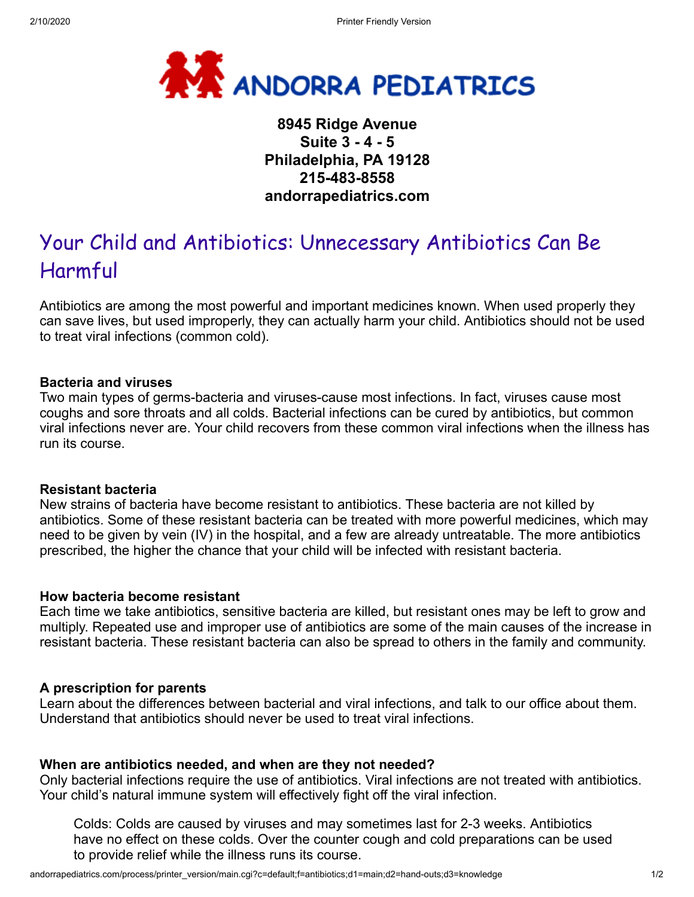**ANDORRA PEDIATRICS**

**8945 Ridge Avenue**
**Suite 3 - 4 - 5**
**Philadelphia, PA 19128**
**215-483-8558**
**andorrapediatrics.com**

# Your Child and Antibiotics: Unnecessary Antibiotics Can Be Harmful

Antibiotics are among the most powerful and important medicines known. When used properly they can save lives, but used improperly, they can actually harm your child. Antibiotics should not be used to treat viral infections (common cold).

**Bacteria and viruses**
Two main types of germs-bacteria and viruses-cause most infections. In fact, viruses cause most coughs and sore throats and all colds. Bacterial infections can be cured by antibiotics, but common viral infections never are. Your child recovers from these common viral infections when the illness has run its course.

**Resistant bacteria**
New strains of bacteria have become resistant to antibiotics. These bacteria are not killed by antibiotics. Some of these resistant bacteria can be treated with more powerful medicines, which may need to be given by vein (IV) in the hospital, and a few are already untreatable. The more antibiotics prescribed, the higher the chance that your child will be infected with resistant bacteria.

**How bacteria become resistant**
Each time we take antibiotics, sensitive bacteria are killed, but resistant ones may be left to grow and multiply. Repeated use and improper use of antibiotics are some of the main causes of the increase in resistant bacteria. These resistant bacteria can also be spread to others in the family and community.

**A prescription for parents**
Learn about the differences between bacterial and viral infections, and talk to our office about them. Understand that antibiotics should never be used to treat viral infections.

**When are antibiotics needed, and when are they not needed?**
Only bacterial infections require the use of antibiotics. Viral infections are not treated with antibiotics. Your child's natural immune system will effectively fight off the viral infection.

> Colds: Colds are caused by viruses and may sometimes last for 2-3 weeks. Antibiotics have no effect on these colds. Over the counter cough and cold preparations can be used to provide relief while the illness runs its course.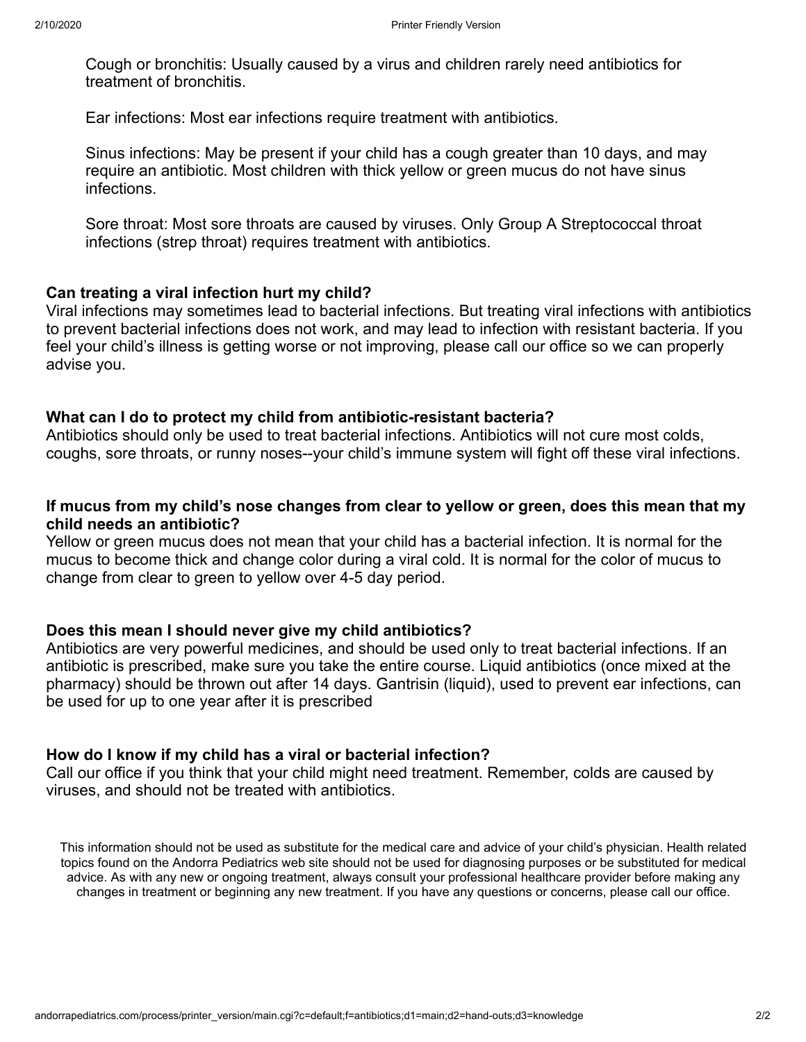Cough or bronchitis: Usually caused by a virus and children rarely need antibiotics for treatment of bronchitis.

Ear infections: Most ear infections require treatment with antibiotics.

Sinus infections: May be present if your child has a cough greater than 10 days, and may require an antibiotic. Most children with thick yellow or green mucus do not have sinus infections.

Sore throat: Most sore throats are caused by viruses. Only Group A Streptococcal throat infections (strep throat) requires treatment with antibiotics.

**Can treating a viral infection hurt my child?**

Viral infections may sometimes lead to bacterial infections. But treating viral infections with antibiotics to prevent bacterial infections does not work, and may lead to infection with resistant bacteria. If you feel your child's illness is getting worse or not improving, please call our office so we can properly advise you.

**What can I do to protect my child from antibiotic-resistant bacteria?**

Antibiotics should only be used to treat bacterial infections. Antibiotics will not cure most colds, coughs, sore throats, or runny noses--your child's immune system will fight off these viral infections.

**If mucus from my child's nose changes from clear to yellow or green, does this mean that my child needs an antibiotic?**

Yellow or green mucus does not mean that your child has a bacterial infection. It is normal for the mucus to become thick and change color during a viral cold. It is normal for the color of mucus to change from clear to green to yellow over 4-5 day period.

**Does this mean I should never give my child antibiotics?**

Antibiotics are very powerful medicines, and should be used only to treat bacterial infections. If an antibiotic is prescribed, make sure you take the entire course. Liquid antibiotics (once mixed at the pharmacy) should be thrown out after 14 days. Gantrisin (liquid), used to prevent ear infections, can be used for up to one year after it is prescribed

**How do I know if my child has a viral or bacterial infection?**

Call our office if you think that your child might need treatment. Remember, colds are caused by viruses, and should not be treated with antibiotics.

This information should not be used as substitute for the medical care and advice of your child's physician. Health related topics found on the Andorra Pediatrics web site should not be used for diagnosing purposes or be substituted for medical advice. As with any new or ongoing treatment, always consult your professional healthcare provider before making any changes in treatment or beginning any new treatment. If you have any questions or concerns, please call our office.